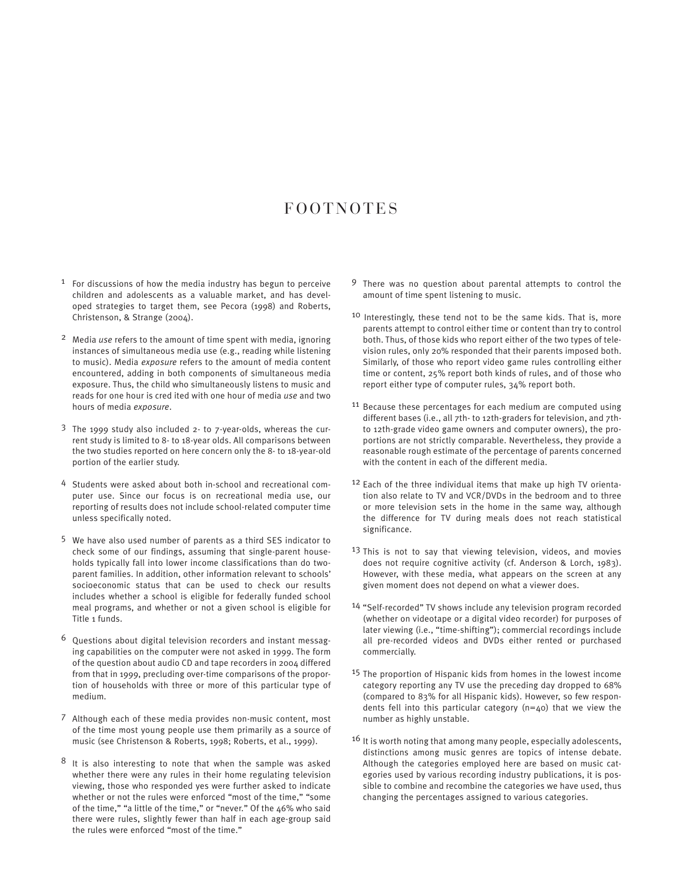# FOOTNOTES

1 For discussions of how the media industry has begun to perceive children and adolescents as a valuable market, and has developed strategies to target them, see Pecora (1998) and Roberts, Christenson, & Strange (2004).

2 Media *use* refers to the amount of time spent with media, ignoring instances of simultaneous media use (e.g., reading while listening to music). Media *exposure* refers to the amount of media content encountered, adding in both components of simultaneous media exposure. Thus, the child who simultaneously listens to music and reads for one hour is cred ited with one hour of media *use* and two hours of media *exposure*.

3 The 1999 study also included 2- to 7-year-olds, whereas the current study is limited to 8- to 18-year olds. All comparisons between the two studies reported on here concern only the 8- to 18-year-old portion of the earlier study.

4 Students were asked about both in-school and recreational computer use. Since our focus is on recreational media use, our reporting of results does not include school-related computer time unless specifically noted.

5 We have also used number of parents as a third SES indicator to check some of our findings, assuming that single-parent households typically fall into lower income classifications than do two-parent families. In addition, other information relevant to schools' socioeconomic status that can be used to check our results includes whether a school is eligible for federally funded school meal programs, and whether or not a given school is eligible for Title 1 funds.

6 Questions about digital television recorders and instant messaging capabilities on the computer were not asked in 1999. The form of the question about audio CD and tape recorders in 2004 differed from that in 1999, precluding over-time comparisons of the proportion of households with three or more of this particular type of medium.

7 Although each of these media provides non-music content, most of the time most young people use them primarily as a source of music (see Christenson & Roberts, 1998; Roberts, et al., 1999).

8 It is also interesting to note that when the sample was asked whether there were any rules in their home regulating television viewing, those who responded yes were further asked to indicate whether or not the rules were enforced "most of the time," "some of the time," "a little of the time," or "never." Of the 46% who said there were rules, slightly fewer than half in each age-group said the rules were enforced "most of the time."

9 There was no question about parental attempts to control the amount of time spent listening to music.

10 Interestingly, these tend not to be the same kids. That is, more parents attempt to control either time or content than try to control both. Thus, of those kids who report either of the two types of television rules, only 20% responded that their parents imposed both. Similarly, of those who report video game rules controlling either time or content, 25% report both kinds of rules, and of those who report either type of computer rules, 34% report both.

11 Because these percentages for each medium are computed using different bases (i.e., all 7th- to 12th-graders for television, and 7th- to 12th-grade video game owners and computer owners), the proportions are not strictly comparable. Nevertheless, they provide a reasonable rough estimate of the percentage of parents concerned with the content in each of the different media.

12 Each of the three individual items that make up high TV orientation also relate to TV and VCR/DVDs in the bedroom and to three or more television sets in the home in the same way, although the difference for TV during meals does not reach statistical significance.

13 This is not to say that viewing television, videos, and movies does not require cognitive activity (cf. Anderson & Lorch, 1983). However, with these media, what appears on the screen at any given moment does not depend on what a viewer does.

14 "Self-recorded" TV shows include any television program recorded (whether on videotape or a digital video recorder) for purposes of later viewing (i.e., "time-shifting"); commercial recordings include all pre-recorded videos and DVDs either rented or purchased commercially.

15 The proportion of Hispanic kids from homes in the lowest income category reporting any TV use the preceding day dropped to 68% (compared to 83% for all Hispanic kids). However, so few respondents fell into this particular category (n=40) that we view the number as highly unstable.

16 It is worth noting that among many people, especially adolescents, distinctions among music genres are topics of intense debate. Although the categories employed here are based on music categories used by various recording industry publications, it is possible to combine and recombine the categories we have used, thus changing the percentages assigned to various categories.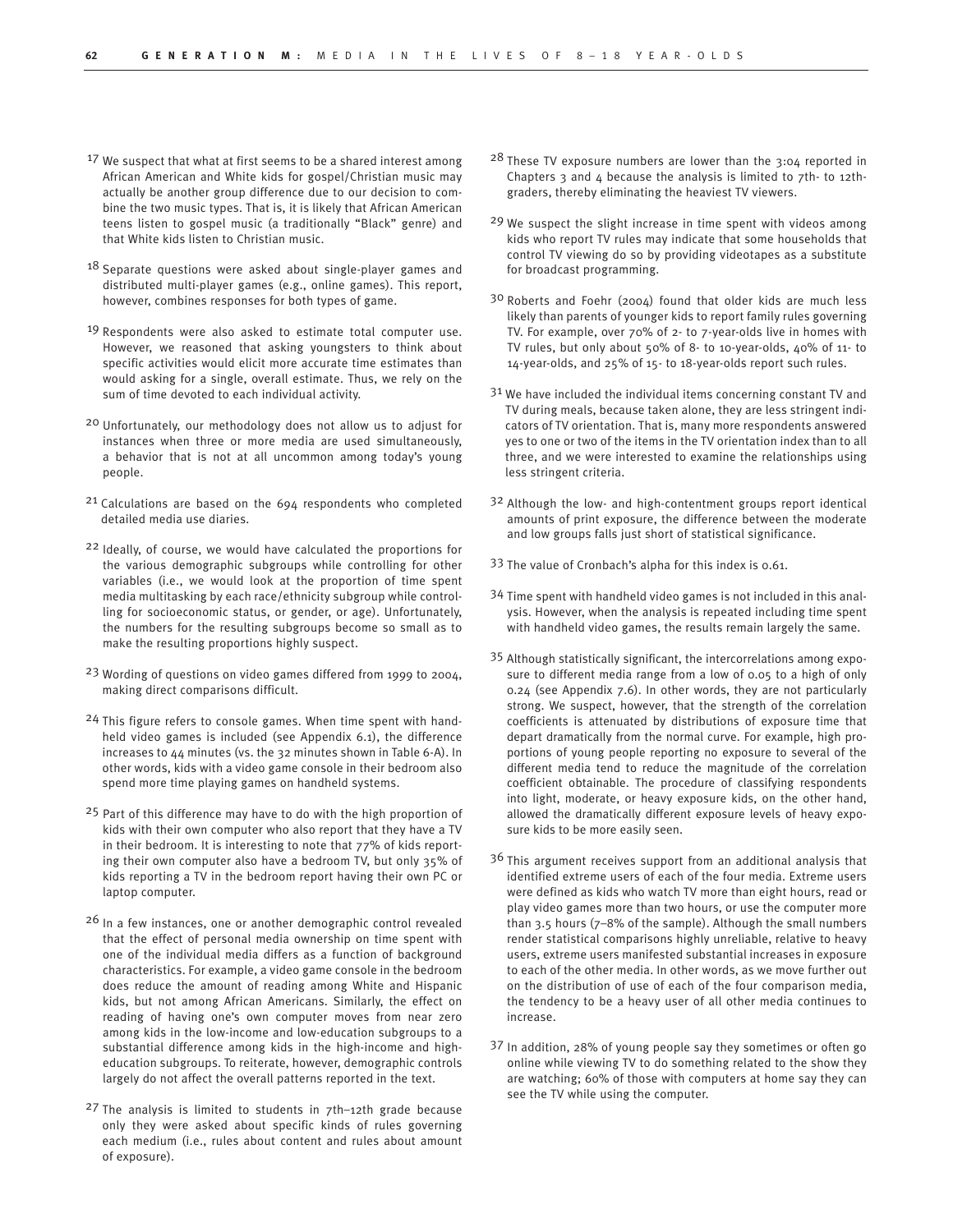[17] We suspect that what at first seems to be a shared interest among African American and White kids for gospel/Christian music may actually be another group difference due to our decision to combine the two music types. That is, it is likely that African American teens listen to gospel music (a traditionally "Black" genre) and that White kids listen to Christian music.

[18] Separate questions were asked about single-player games and distributed multi-player games (e.g., online games). This report, however, combines responses for both types of game.

[19] Respondents were also asked to estimate total computer use. However, we reasoned that asking youngsters to think about specific activities would elicit more accurate time estimates than would asking for a single, overall estimate. Thus, we rely on the sum of time devoted to each individual activity.

[20] Unfortunately, our methodology does not allow us to adjust for instances when three or more media are used simultaneously, a behavior that is not at all uncommon among today's young people.

[21] Calculations are based on the 694 respondents who completed detailed media use diaries.

[22] Ideally, of course, we would have calculated the proportions for the various demographic subgroups while controlling for other variables (i.e., we would look at the proportion of time spent media multitasking by each race/ethnicity subgroup while controlling for socioeconomic status, or gender, or age). Unfortunately, the numbers for the resulting subgroups become so small as to make the resulting proportions highly suspect.

[23] Wording of questions on video games differed from 1999 to 2004, making direct comparisons difficult.

[24] This figure refers to console games. When time spent with handheld video games is included (see Appendix 6.1), the difference increases to 44 minutes (vs. the 32 minutes shown in Table 6-A). In other words, kids with a video game console in their bedroom also spend more time playing games on handheld systems.

[25] Part of this difference may have to do with the high proportion of kids with their own computer who also report that they have a TV in their bedroom. It is interesting to note that 77% of kids reporting their own computer also have a bedroom TV, but only 35% of kids reporting a TV in the bedroom report having their own PC or laptop computer.

[26] In a few instances, one or another demographic control revealed that the effect of personal media ownership on time spent with one of the individual media differs as a function of background characteristics. For example, a video game console in the bedroom does reduce the amount of reading among White and Hispanic kids, but not among African Americans. Similarly, the effect on reading of having one's own computer moves from near zero among kids in the low-income and low-education subgroups to a substantial difference among kids in the high-income and high-education subgroups. To reiterate, however, demographic controls largely do not affect the overall patterns reported in the text.

[27] The analysis is limited to students in 7th–12th grade because only they were asked about specific kinds of rules governing each medium (i.e., rules about content and rules about amount of exposure).

[28] These TV exposure numbers are lower than the 3:04 reported in Chapters 3 and 4 because the analysis is limited to 7th- to 12th-graders, thereby eliminating the heaviest TV viewers.

[29] We suspect the slight increase in time spent with videos among kids who report TV rules may indicate that some households that control TV viewing do so by providing videotapes as a substitute for broadcast programming.

[30] Roberts and Foehr (2004) found that older kids are much less likely than parents of younger kids to report family rules governing TV. For example, over 70% of 2- to 7-year-olds live in homes with TV rules, but only about 50% of 8- to 10-year-olds, 40% of 11- to 14-year-olds, and 25% of 15- to 18-year-olds report such rules.

[31] We have included the individual items concerning constant TV and TV during meals, because taken alone, they are less stringent indicators of TV orientation. That is, many more respondents answered yes to one or two of the items in the TV orientation index than to all three, and we were interested to examine the relationships using less stringent criteria.

[32] Although the low- and high-contentment groups report identical amounts of print exposure, the difference between the moderate and low groups falls just short of statistical significance.

[33] The value of Cronbach's alpha for this index is 0.61.

[34] Time spent with handheld video games is not included in this analysis. However, when the analysis is repeated including time spent with handheld video games, the results remain largely the same.

[35] Although statistically significant, the intercorrelations among exposure to different media range from a low of 0.05 to a high of only 0.24 (see Appendix 7.6). In other words, they are not particularly strong. We suspect, however, that the strength of the correlation coefficients is attenuated by distributions of exposure time that depart dramatically from the normal curve. For example, high proportions of young people reporting no exposure to several of the different media tend to reduce the magnitude of the correlation coefficient obtainable. The procedure of classifying respondents into light, moderate, or heavy exposure kids, on the other hand, allowed the dramatically different exposure levels of heavy exposure kids to be more easily seen.

[36] This argument receives support from an additional analysis that identified extreme users of each of the four media. Extreme users were defined as kids who watch TV more than eight hours, read or play video games more than two hours, or use the computer more than 3.5 hours (7–8% of the sample). Although the small numbers render statistical comparisons highly unreliable, relative to heavy users, extreme users manifested substantial increases in exposure to each of the other media. In other words, as we move further out on the distribution of use of each of the four comparison media, the tendency to be a heavy user of all other media continues to increase.

[37] In addition, 28% of young people say they sometimes or often go online while viewing TV to do something related to the show they are watching; 60% of those with computers at home say they can see the TV while using the computer.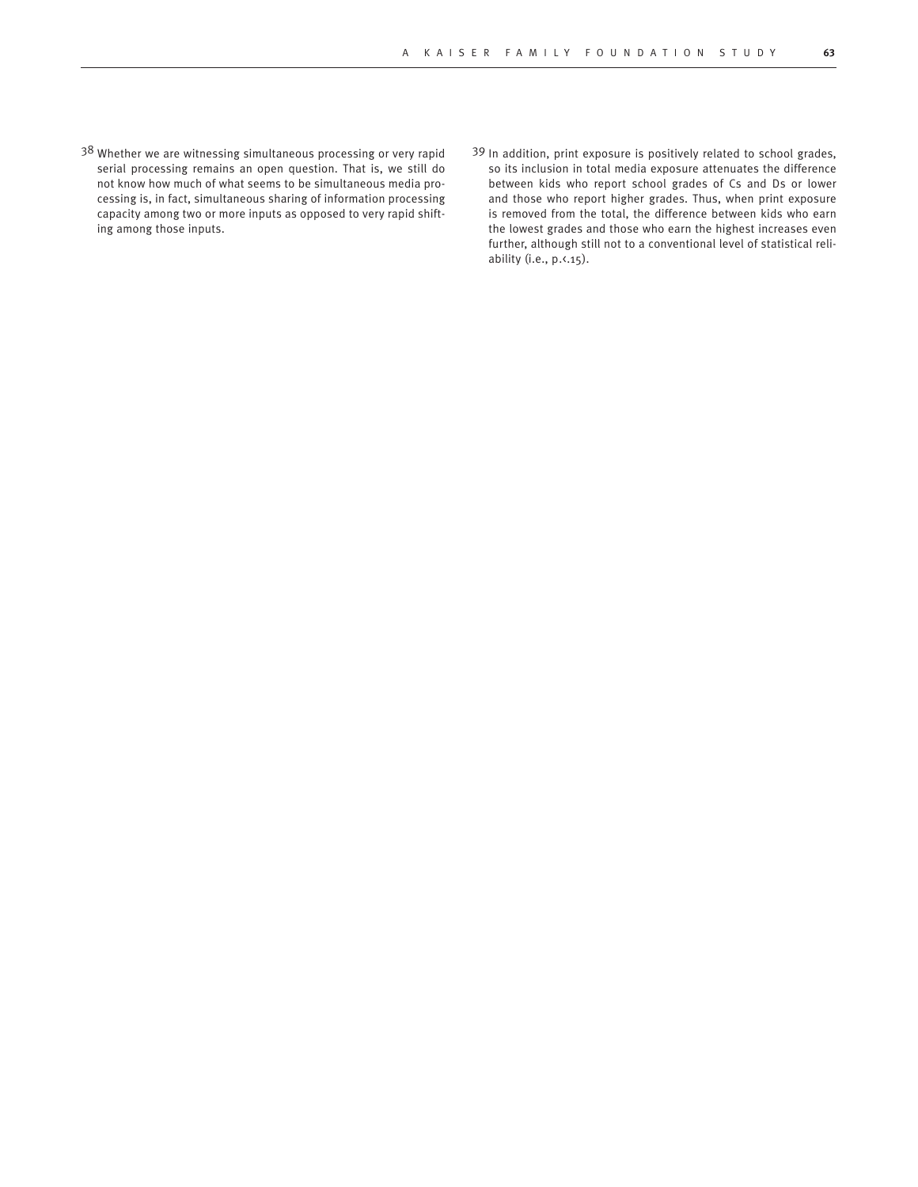38 Whether we are witnessing simultaneous processing or very rapid serial processing remains an open question. That is, we still do not know how much of what seems to be simultaneous media processing is, in fact, simultaneous sharing of information processing capacity among two or more inputs as opposed to very rapid shifting among those inputs.

39 In addition, print exposure is positively related to school grades, so its inclusion in total media exposure attenuates the difference between kids who report school grades of Cs and Ds or lower and those who report higher grades. Thus, when print exposure is removed from the total, the difference between kids who earn the lowest grades and those who earn the highest increases even further, although still not to a conventional level of statistical reliability (i.e., $p < .15$).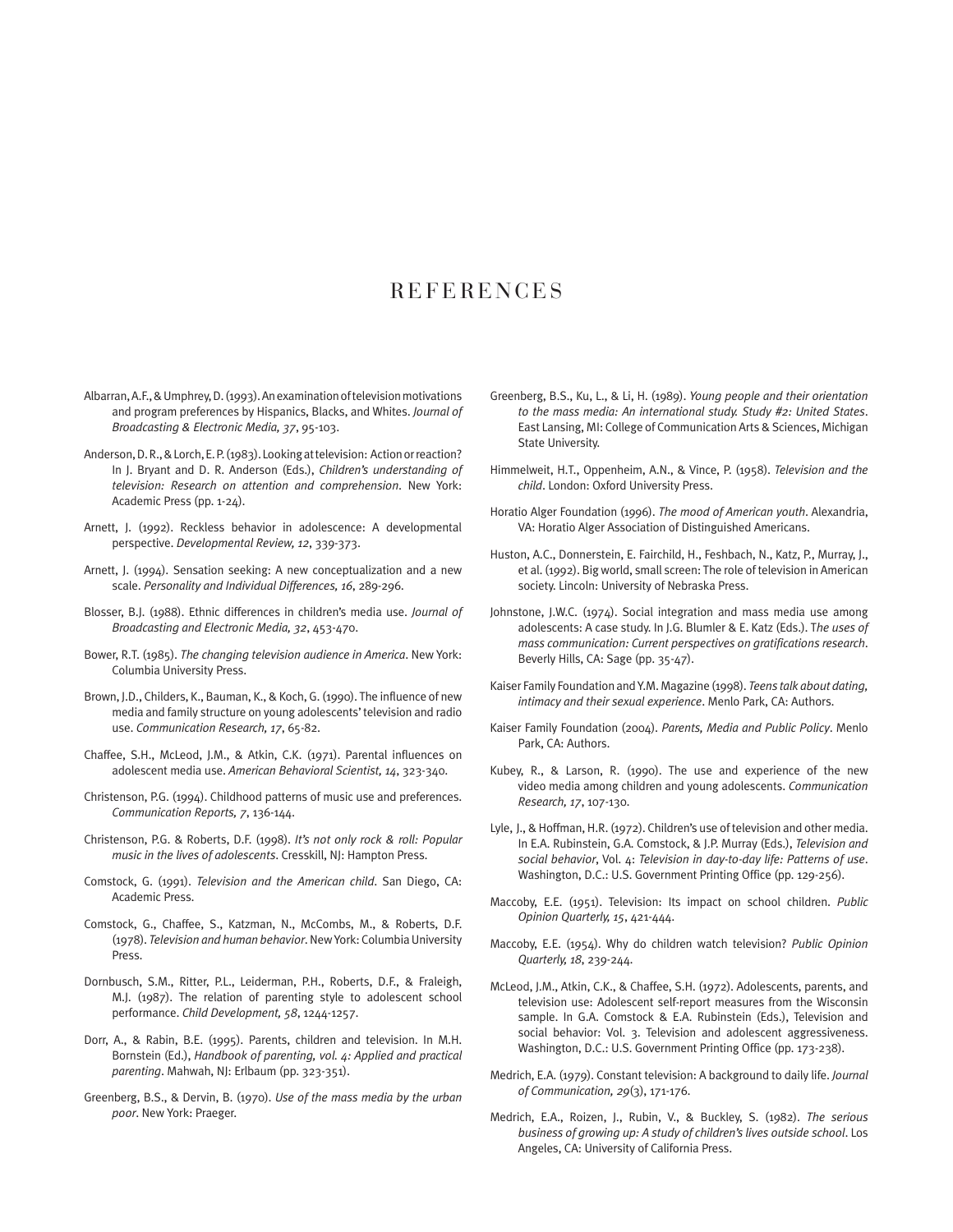# REFERENCES

Albarran, A.F., & Umphrey, D. (1993). An examination of television motivations and program preferences by Hispanics, Blacks, and Whites. *Journal of Broadcasting & Electronic Media, 37*, 95-103.

Anderson, D. R., & Lorch, E. P. (1983). Looking at television: Action or reaction? In J. Bryant and D. R. Anderson (Eds.), *Children's understanding of television: Research on attention and comprehension*. New York: Academic Press (pp. 1-24).

Arnett, J. (1992). Reckless behavior in adolescence: A developmental perspective. *Developmental Review, 12*, 339-373.

Arnett, J. (1994). Sensation seeking: A new conceptualization and a new scale. *Personality and Individual Differences, 16*, 289-296.

Blosser, B.J. (1988). Ethnic differences in children's media use. *Journal of Broadcasting and Electronic Media, 32*, 453-470.

Bower, R.T. (1985). *The changing television audience in America*. New York: Columbia University Press.

Brown, J.D., Childers, K., Bauman, K., & Koch, G. (1990). The influence of new media and family structure on young adolescents' television and radio use. *Communication Research, 17*, 65-82.

Chaffee, S.H., McLeod, J.M., & Atkin, C.K. (1971). Parental influences on adolescent media use. *American Behavioral Scientist, 14*, 323-340.

Christenson, P.G. (1994). Childhood patterns of music use and preferences. *Communication Reports, 7*, 136-144.

Christenson, P.G. & Roberts, D.F. (1998). *It's not only rock & roll: Popular music in the lives of adolescents*. Cresskill, NJ: Hampton Press.

Comstock, G. (1991). *Television and the American child*. San Diego, CA: Academic Press.

Comstock, G., Chaffee, S., Katzman, N., McCombs, M., & Roberts, D.F. (1978). *Television and human behavior*. New York: Columbia University Press.

Dornbusch, S.M., Ritter, P.L., Leiderman, P.H., Roberts, D.F., & Fraleigh, M.J. (1987). The relation of parenting style to adolescent school performance. *Child Development, 58*, 1244-1257.

Dorr, A., & Rabin, B.E. (1995). Parents, children and television. In M.H. Bornstein (Ed.), *Handbook of parenting, vol. 4: Applied and practical parenting*. Mahwah, NJ: Erlbaum (pp. 323-351).

Greenberg, B.S., & Dervin, B. (1970). *Use of the mass media by the urban poor*. New York: Praeger.

Greenberg, B.S., Ku, L., & Li, H. (1989). *Young people and their orientation to the mass media: An international study. Study #2: United States*. East Lansing, MI: College of Communication Arts & Sciences, Michigan State University.

Himmelweit, H.T., Oppenheim, A.N., & Vince, P. (1958). *Television and the child*. London: Oxford University Press.

Horatio Alger Foundation (1996). *The mood of American youth*. Alexandria, VA: Horatio Alger Association of Distinguished Americans.

Huston, A.C., Donnerstein, E. Fairchild, H., Feshbach, N., Katz, P., Murray, J., et al. (1992). Big world, small screen: The role of television in American society. Lincoln: University of Nebraska Press.

Johnstone, J.W.C. (1974). Social integration and mass media use among adolescents: A case study. In J.G. Blumler & E. Katz (Eds.). T*he uses of mass communication: Current perspectives on gratifications research*. Beverly Hills, CA: Sage (pp. 35-47).

Kaiser Family Foundation and Y.M. Magazine (1998). *Teens talk about dating, intimacy and their sexual experience*. Menlo Park, CA: Authors.

Kaiser Family Foundation (2004). *Parents, Media and Public Policy*. Menlo Park, CA: Authors.

Kubey, R., & Larson, R. (1990). The use and experience of the new video media among children and young adolescents. *Communication Research, 17*, 107-130.

Lyle, J., & Hoffman, H.R. (1972). Children's use of television and other media. In E.A. Rubinstein, G.A. Comstock, & J.P. Murray (Eds.), *Television and social behavior*, Vol. 4: *Television in day-to-day life: Patterns of use*. Washington, D.C.: U.S. Government Printing Office (pp. 129-256).

Maccoby, E.E. (1951). Television: Its impact on school children. *Public Opinion Quarterly, 15*, 421-444.

Maccoby, E.E. (1954). Why do children watch television? *Public Opinion Quarterly, 18*, 239-244.

McLeod, J.M., Atkin, C.K., & Chaffee, S.H. (1972). Adolescents, parents, and television use: Adolescent self-report measures from the Wisconsin sample. In G.A. Comstock & E.A. Rubinstein (Eds.), Television and social behavior: Vol. 3. Television and adolescent aggressiveness. Washington, D.C.: U.S. Government Printing Office (pp. 173-238).

Medrich, E.A. (1979). Constant television: A background to daily life. *Journal of Communication, 29*(3), 171-176.

Medrich, E.A., Roizen, J., Rubin, V., & Buckley, S. (1982). *The serious business of growing up: A study of children's lives outside school*. Los Angeles, CA: University of California Press.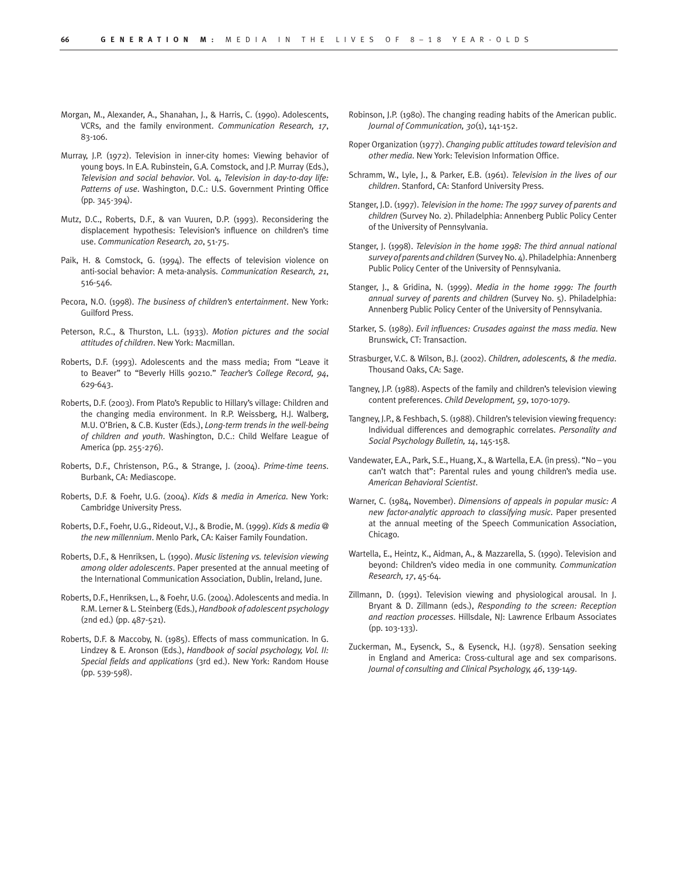Morgan, M., Alexander, A., Shanahan, J., & Harris, C. (1990). Adolescents, VCRs, and the family environment. *Communication Research, 17*, 83-106.

Murray, J.P. (1972). Television in inner-city homes: Viewing behavior of young boys. In E.A. Rubinstein, G.A. Comstock, and J.P. Murray (Eds.), *Television and social behavior*. Vol. 4, *Television in day-to-day life: Patterns of use*. Washington, D.C.: U.S. Government Printing Office (pp. 345-394).

Mutz, D.C., Roberts, D.F., & van Vuuren, D.P. (1993). Reconsidering the displacement hypothesis: Television's influence on children's time use. *Communication Research, 20*, 51-75.

Paik, H. & Comstock, G. (1994). The effects of television violence on anti-social behavior: A meta-analysis. *Communication Research, 21*, 516-546.

Pecora, N.O. (1998). *The business of children's entertainment*. New York: Guilford Press.

Peterson, R.C., & Thurston, L.L. (1933). *Motion pictures and the social attitudes of children*. New York: Macmillan.

Roberts, D.F. (1993). Adolescents and the mass media; From "Leave it to Beaver" to "Beverly Hills 90210." *Teacher's College Record, 94*, 629-643.

Roberts, D.F. (2003). From Plato's Republic to Hillary's village: Children and the changing media environment. In R.P. Weissberg, H.J. Walberg, M.U. O'Brien, & C.B. Kuster (Eds.), *Long-term trends in the well-being of children and youth*. Washington, D.C.: Child Welfare League of America (pp. 255-276).

Roberts, D.F., Christenson, P.G., & Strange, J. (2004). *Prime-time teens*. Burbank, CA: Mediascope.

Roberts, D.F. & Foehr, U.G. (2004). *Kids & media in America*. New York: Cambridge University Press.

Roberts, D.F., Foehr, U.G., Rideout, V.J., & Brodie, M. (1999). *Kids & media @ the new millennium*. Menlo Park, CA: Kaiser Family Foundation.

Roberts, D.F., & Henriksen, L. (1990). *Music listening vs. television viewing among older adolescents*. Paper presented at the annual meeting of the International Communication Association, Dublin, Ireland, June.

Roberts, D.F., Henriksen, L., & Foehr, U.G. (2004). Adolescents and media. In R.M. Lerner & L. Steinberg (Eds.), *Handbook of adolescent psychology* (2nd ed.) (pp. 487-521).

Roberts, D.F. & Maccoby, N. (1985). Effects of mass communication. In G. Lindzey & E. Aronson (Eds.), *Handbook of social psychology, Vol. II: Special fields and applications* (3rd ed.). New York: Random House (pp. 539-598).

Robinson, J.P. (1980). The changing reading habits of the American public. *Journal of Communication, 30*(1), 141-152.

Roper Organization (1977). *Changing public attitudes toward television and other media*. New York: Television Information Office.

Schramm, W., Lyle, J., & Parker, E.B. (1961). *Television in the lives of our children*. Stanford, CA: Stanford University Press.

Stanger, J.D. (1997). *Television in the home: The 1997 survey of parents and children* (Survey No. 2). Philadelphia: Annenberg Public Policy Center of the University of Pennsylvania.

Stanger, J. (1998). *Television in the home 1998: The third annual national survey of parents and children* (Survey No. 4). Philadelphia: Annenberg Public Policy Center of the University of Pennsylvania.

Stanger, J., & Gridina, N. (1999). *Media in the home 1999: The fourth annual survey of parents and children* (Survey No. 5). Philadelphia: Annenberg Public Policy Center of the University of Pennsylvania.

Starker, S. (1989). *Evil influences: Crusades against the mass media*. New Brunswick, CT: Transaction.

Strasburger, V.C. & Wilson, B.J. (2002). *Children, adolescents, & the media*. Thousand Oaks, CA: Sage.

Tangney, J.P. (1988). Aspects of the family and children's television viewing content preferences. *Child Development, 59*, 1070-1079.

Tangney, J.P., & Feshbach, S. (1988). Children's television viewing frequency: Individual differences and demographic correlates. *Personality and Social Psychology Bulletin, 14*, 145-158.

Vandewater, E.A., Park, S.E., Huang, X., & Wartella, E.A. (in press). "No – you can't watch that": Parental rules and young children's media use. *American Behavioral Scientist*.

Warner, C. (1984, November). *Dimensions of appeals in popular music: A new factor-analytic approach to classifying music*. Paper presented at the annual meeting of the Speech Communication Association, Chicago.

Wartella, E., Heintz, K., Aidman, A., & Mazzarella, S. (1990). Television and beyond: Children's video media in one community. *Communication Research, 17*, 45-64.

Zillmann, D. (1991). Television viewing and physiological arousal. In J. Bryant & D. Zillmann (eds.), *Responding to the screen: Reception and reaction processes*. Hillsdale, NJ: Lawrence Erlbaum Associates (pp. 103-133).

Zuckerman, M., Eysenck, S., & Eysenck, H.J. (1978). Sensation seeking in England and America: Cross-cultural age and sex comparisons. *Journal of consulting and Clinical Psychology, 46*, 139-149.